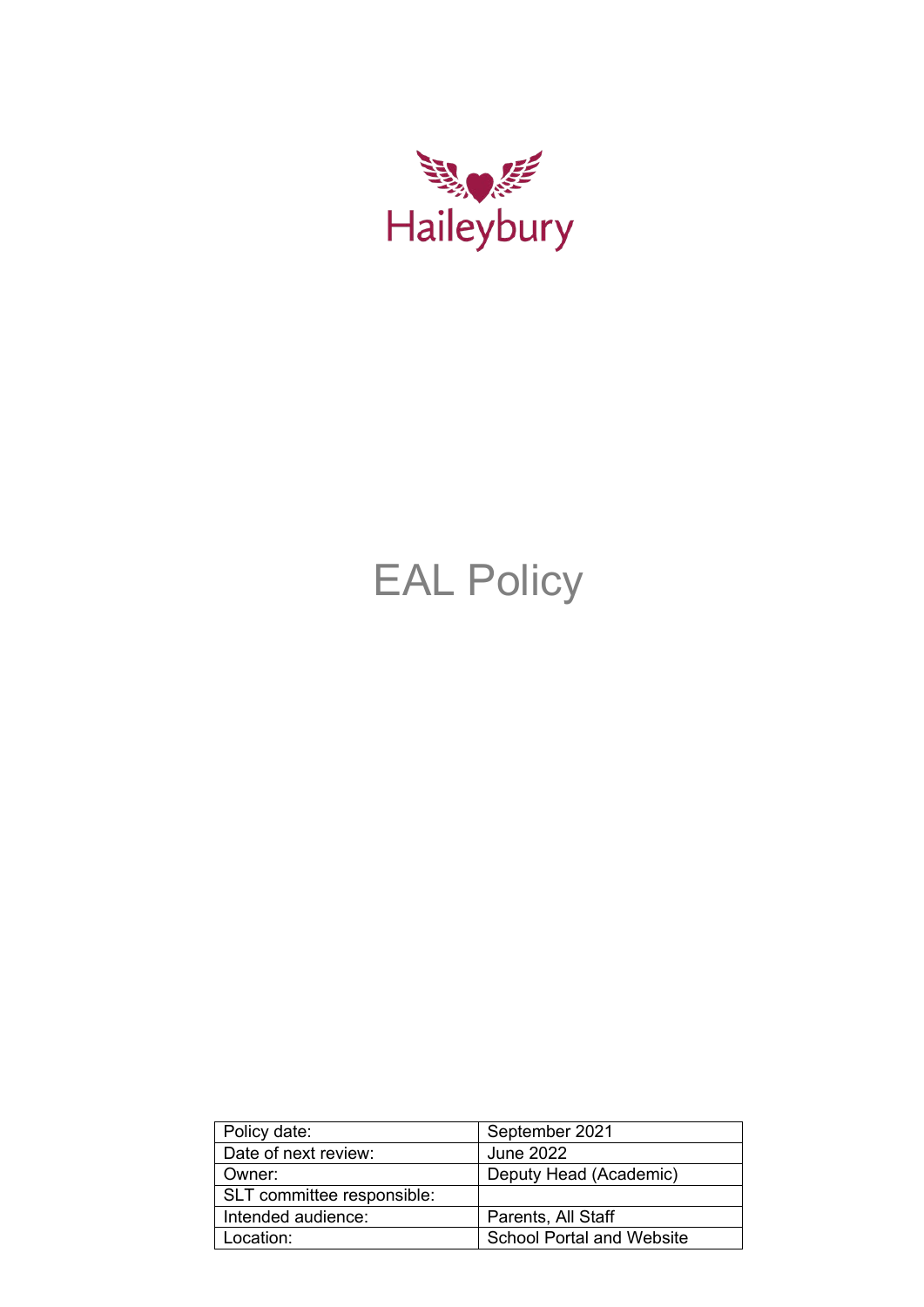Haileybury

# EAL Policy

| Policy date: | September 2021 |
| --- | --- |
| Date of next review: | June 2022 |
| Owner: | Deputy Head (Academic) |
| SLT committee responsible: | |
| Intended audience: | Parents, All Staff |
| Location: | School Portal and Website |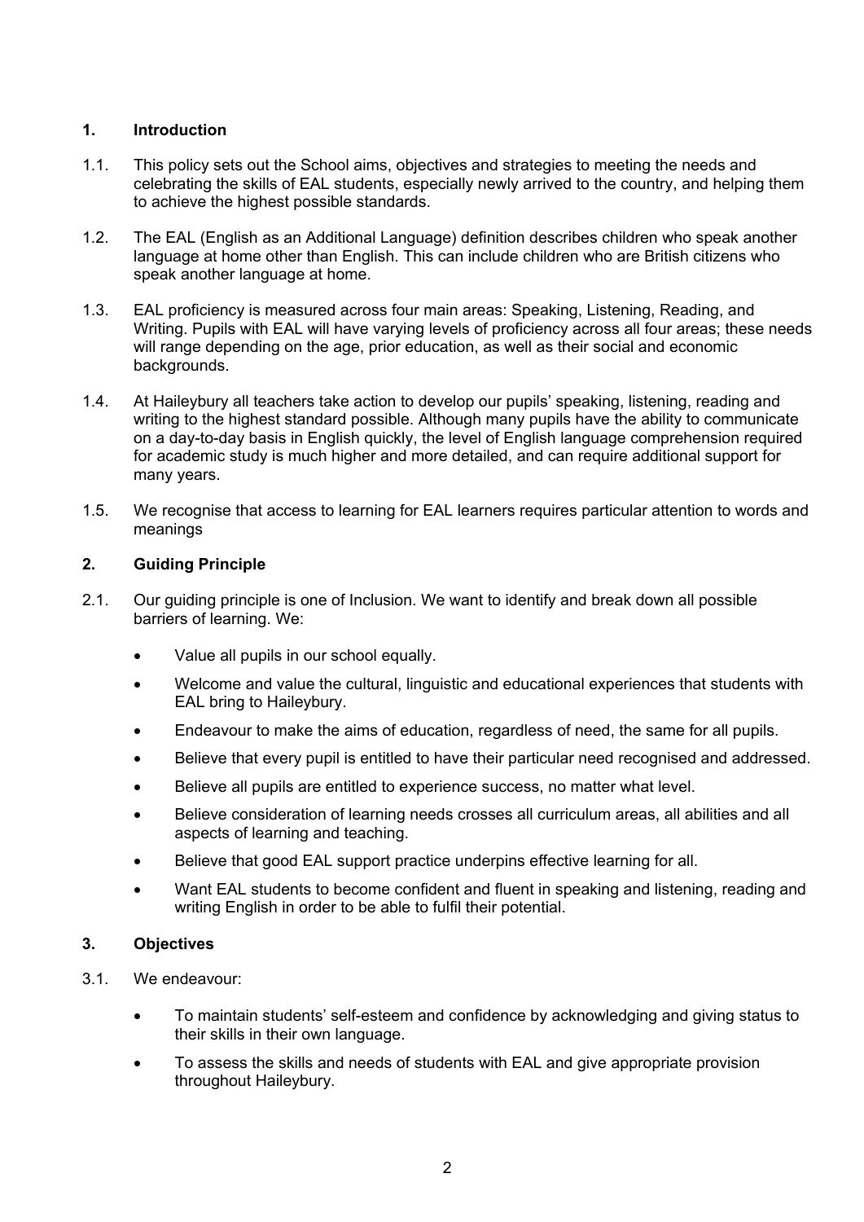## 1. Introduction

1.1. This policy sets out the School aims, objectives and strategies to meeting the needs and celebrating the skills of EAL students, especially newly arrived to the country, and helping them to achieve the highest possible standards.

1.2. The EAL (English as an Additional Language) definition describes children who speak another language at home other than English. This can include children who are British citizens who speak another language at home.

1.3. EAL proficiency is measured across four main areas: Speaking, Listening, Reading, and Writing. Pupils with EAL will have varying levels of proficiency across all four areas; these needs will range depending on the age, prior education, as well as their social and economic backgrounds.

1.4. At Haileybury all teachers take action to develop our pupils' speaking, listening, reading and writing to the highest standard possible. Although many pupils have the ability to communicate on a day-to-day basis in English quickly, the level of English language comprehension required for academic study is much higher and more detailed, and can require additional support for many years.

1.5. We recognise that access to learning for EAL learners requires particular attention to words and meanings

## 2. Guiding Principle

2.1. Our guiding principle is one of Inclusion. We want to identify and break down all possible barriers of learning. We:

- Value all pupils in our school equally.
- Welcome and value the cultural, linguistic and educational experiences that students with EAL bring to Haileybury.
- Endeavour to make the aims of education, regardless of need, the same for all pupils.
- Believe that every pupil is entitled to have their particular need recognised and addressed.
- Believe all pupils are entitled to experience success, no matter what level.
- Believe consideration of learning needs crosses all curriculum areas, all abilities and all aspects of learning and teaching.
- Believe that good EAL support practice underpins effective learning for all.
- Want EAL students to become confident and fluent in speaking and listening, reading and writing English in order to be able to fulfil their potential.

## 3. Objectives

3.1. We endeavour:

- To maintain students' self-esteem and confidence by acknowledging and giving status to their skills in their own language.
- To assess the skills and needs of students with EAL and give appropriate provision throughout Haileybury.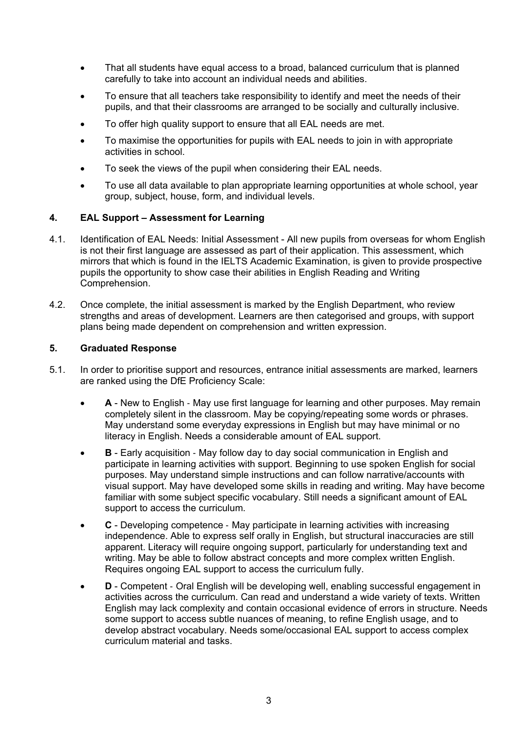- That all students have equal access to a broad, balanced curriculum that is planned carefully to take into account an individual needs and abilities.
- To ensure that all teachers take responsibility to identify and meet the needs of their pupils, and that their classrooms are arranged to be socially and culturally inclusive.
- To offer high quality support to ensure that all EAL needs are met.
- To maximise the opportunities for pupils with EAL needs to join in with appropriate activities in school.
- To seek the views of the pupil when considering their EAL needs.
- To use all data available to plan appropriate learning opportunities at whole school, year group, subject, house, form, and individual levels.

## 4. EAL Support – Assessment for Learning

4.1. Identification of EAL Needs: Initial Assessment - All new pupils from overseas for whom English is not their first language are assessed as part of their application. This assessment, which mirrors that which is found in the IELTS Academic Examination, is given to provide prospective pupils the opportunity to show case their abilities in English Reading and Writing Comprehension.

4.2. Once complete, the initial assessment is marked by the English Department, who review strengths and areas of development. Learners are then categorised and groups, with support plans being made dependent on comprehension and written expression.

## 5. Graduated Response

5.1. In order to prioritise support and resources, entrance initial assessments are marked, learners are ranked using the DfE Proficiency Scale:

- **A** - New to English - May use first language for learning and other purposes. May remain completely silent in the classroom. May be copying/repeating some words or phrases. May understand some everyday expressions in English but may have minimal or no literacy in English. Needs a considerable amount of EAL support.
- **B** - Early acquisition - May follow day to day social communication in English and participate in learning activities with support. Beginning to use spoken English for social purposes. May understand simple instructions and can follow narrative/accounts with visual support. May have developed some skills in reading and writing. May have become familiar with some subject specific vocabulary. Still needs a significant amount of EAL support to access the curriculum.
- **C** - Developing competence - May participate in learning activities with increasing independence. Able to express self orally in English, but structural inaccuracies are still apparent. Literacy will require ongoing support, particularly for understanding text and writing. May be able to follow abstract concepts and more complex written English. Requires ongoing EAL support to access the curriculum fully.
- **D** - Competent - Oral English will be developing well, enabling successful engagement in activities across the curriculum. Can read and understand a wide variety of texts. Written English may lack complexity and contain occasional evidence of errors in structure. Needs some support to access subtle nuances of meaning, to refine English usage, and to develop abstract vocabulary. Needs some/occasional EAL support to access complex curriculum material and tasks.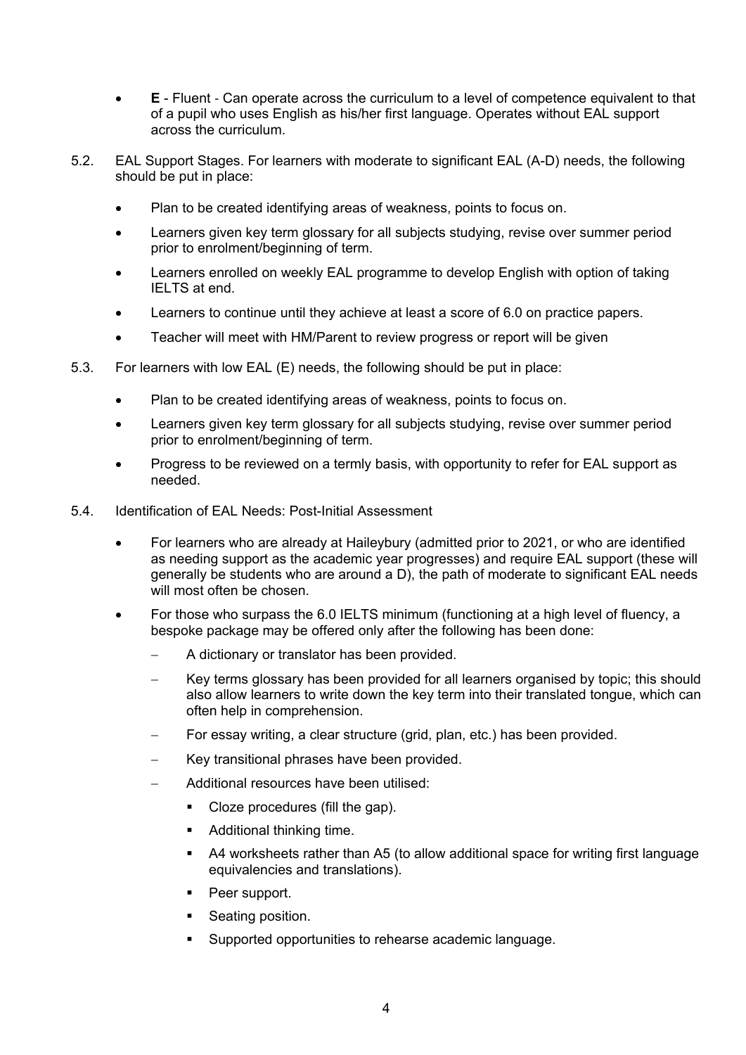- **E** - Fluent - Can operate across the curriculum to a level of competence equivalent to that of a pupil who uses English as his/her first language. Operates without EAL support across the curriculum.

5.2. EAL Support Stages. For learners with moderate to significant EAL (A-D) needs, the following should be put in place:

- Plan to be created identifying areas of weakness, points to focus on.
- Learners given key term glossary for all subjects studying, revise over summer period prior to enrolment/beginning of term.
- Learners enrolled on weekly EAL programme to develop English with option of taking IELTS at end.
- Learners to continue until they achieve at least a score of 6.0 on practice papers.
- Teacher will meet with HM/Parent to review progress or report will be given

5.3. For learners with low EAL (E) needs, the following should be put in place:

- Plan to be created identifying areas of weakness, points to focus on.
- Learners given key term glossary for all subjects studying, revise over summer period prior to enrolment/beginning of term.
- Progress to be reviewed on a termly basis, with opportunity to refer for EAL support as needed.

5.4. Identification of EAL Needs: Post-Initial Assessment

- For learners who are already at Haileybury (admitted prior to 2021, or who are identified as needing support as the academic year progresses) and require EAL support (these will generally be students who are around a D), the path of moderate to significant EAL needs will most often be chosen.
- For those who surpass the 6.0 IELTS minimum (functioning at a high level of fluency, a bespoke package may be offered only after the following has been done:
  - A dictionary or translator has been provided.
  - Key terms glossary has been provided for all learners organised by topic; this should also allow learners to write down the key term into their translated tongue, which can often help in comprehension.
  - For essay writing, a clear structure (grid, plan, etc.) has been provided.
  - Key transitional phrases have been provided.
  - Additional resources have been utilised:
    - Cloze procedures (fill the gap).
    - Additional thinking time.
    - A4 worksheets rather than A5 (to allow additional space for writing first language equivalencies and translations).
    - Peer support.
    - Seating position.
    - Supported opportunities to rehearse academic language.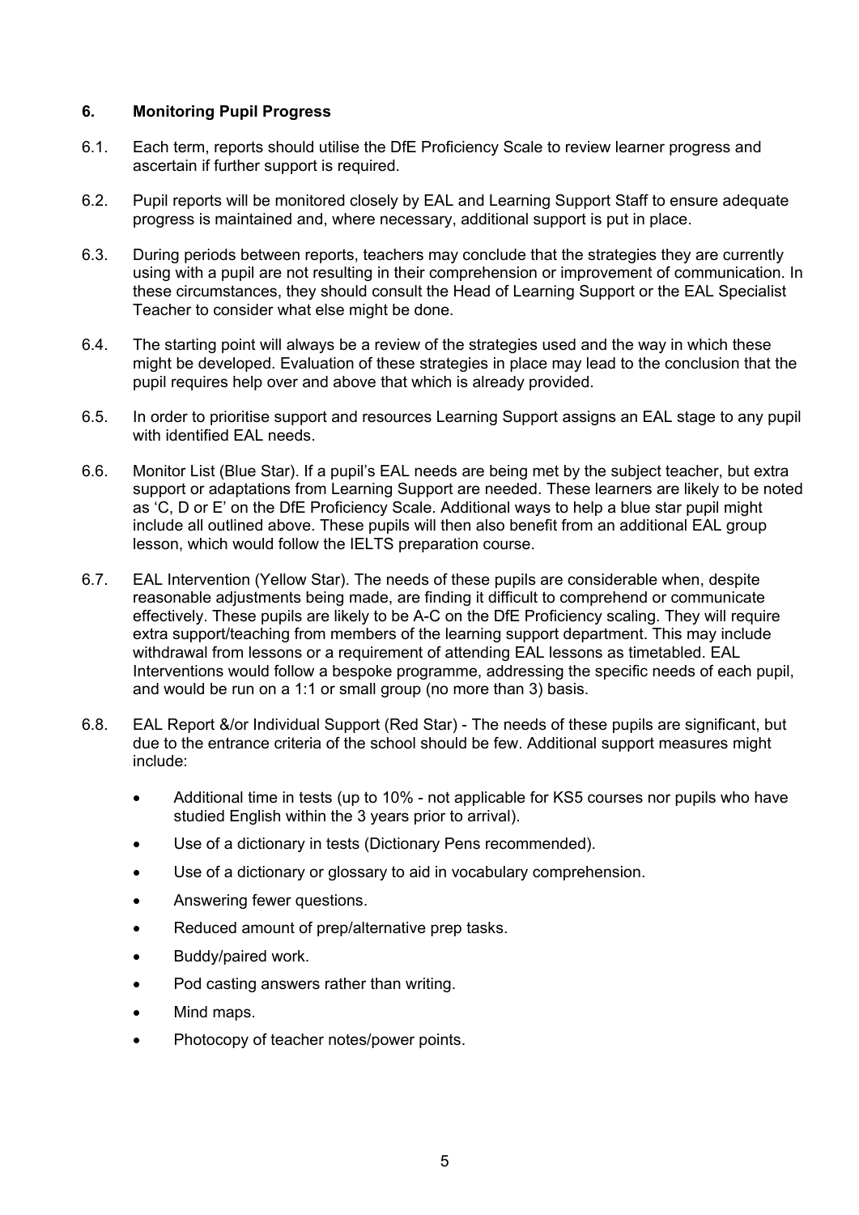## 6. Monitoring Pupil Progress

6.1. Each term, reports should utilise the DfE Proficiency Scale to review learner progress and ascertain if further support is required.

6.2. Pupil reports will be monitored closely by EAL and Learning Support Staff to ensure adequate progress is maintained and, where necessary, additional support is put in place.

6.3. During periods between reports, teachers may conclude that the strategies they are currently using with a pupil are not resulting in their comprehension or improvement of communication. In these circumstances, they should consult the Head of Learning Support or the EAL Specialist Teacher to consider what else might be done.

6.4. The starting point will always be a review of the strategies used and the way in which these might be developed. Evaluation of these strategies in place may lead to the conclusion that the pupil requires help over and above that which is already provided.

6.5. In order to prioritise support and resources Learning Support assigns an EAL stage to any pupil with identified EAL needs.

6.6. Monitor List (Blue Star). If a pupil's EAL needs are being met by the subject teacher, but extra support or adaptations from Learning Support are needed. These learners are likely to be noted as 'C, D or E' on the DfE Proficiency Scale. Additional ways to help a blue star pupil might include all outlined above. These pupils will then also benefit from an additional EAL group lesson, which would follow the IELTS preparation course.

6.7. EAL Intervention (Yellow Star). The needs of these pupils are considerable when, despite reasonable adjustments being made, are finding it difficult to comprehend or communicate effectively. These pupils are likely to be A-C on the DfE Proficiency scaling. They will require extra support/teaching from members of the learning support department. This may include withdrawal from lessons or a requirement of attending EAL lessons as timetabled. EAL Interventions would follow a bespoke programme, addressing the specific needs of each pupil, and would be run on a 1:1 or small group (no more than 3) basis.

6.8. EAL Report &/or Individual Support (Red Star) - The needs of these pupils are significant, but due to the entrance criteria of the school should be few. Additional support measures might include:

- Additional time in tests (up to 10% - not applicable for KS5 courses nor pupils who have studied English within the 3 years prior to arrival).
- Use of a dictionary in tests (Dictionary Pens recommended).
- Use of a dictionary or glossary to aid in vocabulary comprehension.
- Answering fewer questions.
- Reduced amount of prep/alternative prep tasks.
- Buddy/paired work.
- Pod casting answers rather than writing.
- Mind maps.
- Photocopy of teacher notes/power points.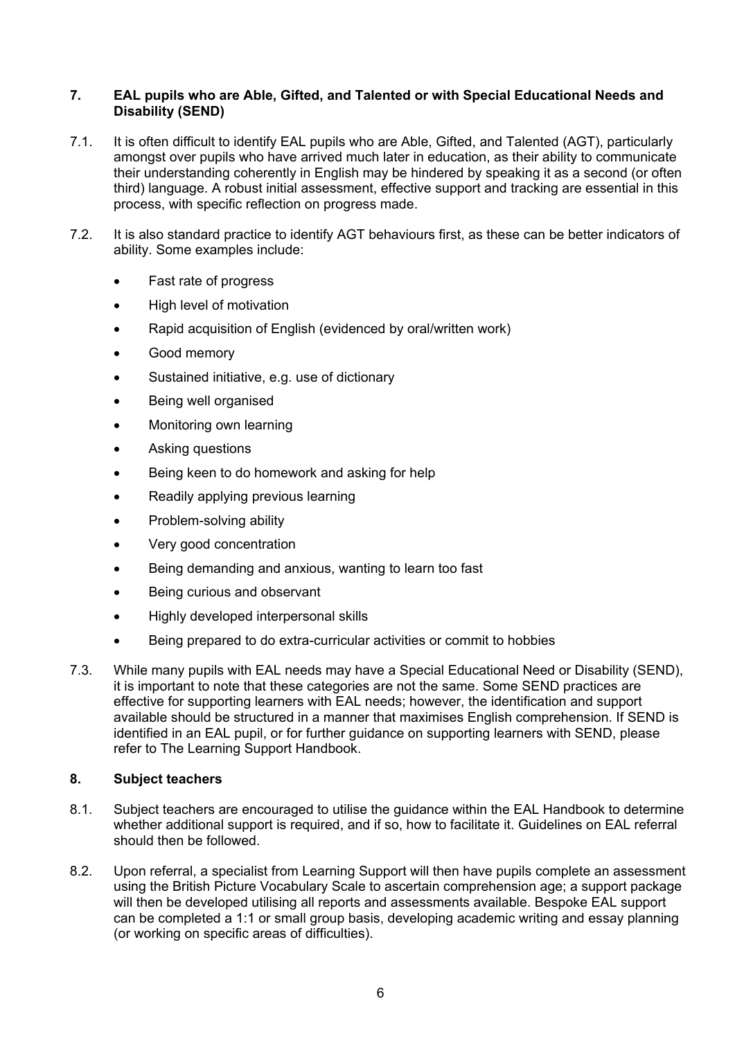## 7. EAL pupils who are Able, Gifted, and Talented or with Special Educational Needs and Disability (SEND)

7.1. It is often difficult to identify EAL pupils who are Able, Gifted, and Talented (AGT), particularly amongst over pupils who have arrived much later in education, as their ability to communicate their understanding coherently in English may be hindered by speaking it as a second (or often third) language. A robust initial assessment, effective support and tracking are essential in this process, with specific reflection on progress made.

7.2. It is also standard practice to identify AGT behaviours first, as these can be better indicators of ability. Some examples include:

- Fast rate of progress
- High level of motivation
- Rapid acquisition of English (evidenced by oral/written work)
- Good memory
- Sustained initiative, e.g. use of dictionary
- Being well organised
- Monitoring own learning
- Asking questions
- Being keen to do homework and asking for help
- Readily applying previous learning
- Problem-solving ability
- Very good concentration
- Being demanding and anxious, wanting to learn too fast
- Being curious and observant
- Highly developed interpersonal skills
- Being prepared to do extra-curricular activities or commit to hobbies

7.3. While many pupils with EAL needs may have a Special Educational Need or Disability (SEND), it is important to note that these categories are not the same. Some SEND practices are effective for supporting learners with EAL needs; however, the identification and support available should be structured in a manner that maximises English comprehension. If SEND is identified in an EAL pupil, or for further guidance on supporting learners with SEND, please refer to The Learning Support Handbook.

## 8. Subject teachers

8.1. Subject teachers are encouraged to utilise the guidance within the EAL Handbook to determine whether additional support is required, and if so, how to facilitate it. Guidelines on EAL referral should then be followed.

8.2. Upon referral, a specialist from Learning Support will then have pupils complete an assessment using the British Picture Vocabulary Scale to ascertain comprehension age; a support package will then be developed utilising all reports and assessments available. Bespoke EAL support can be completed a 1:1 or small group basis, developing academic writing and essay planning (or working on specific areas of difficulties).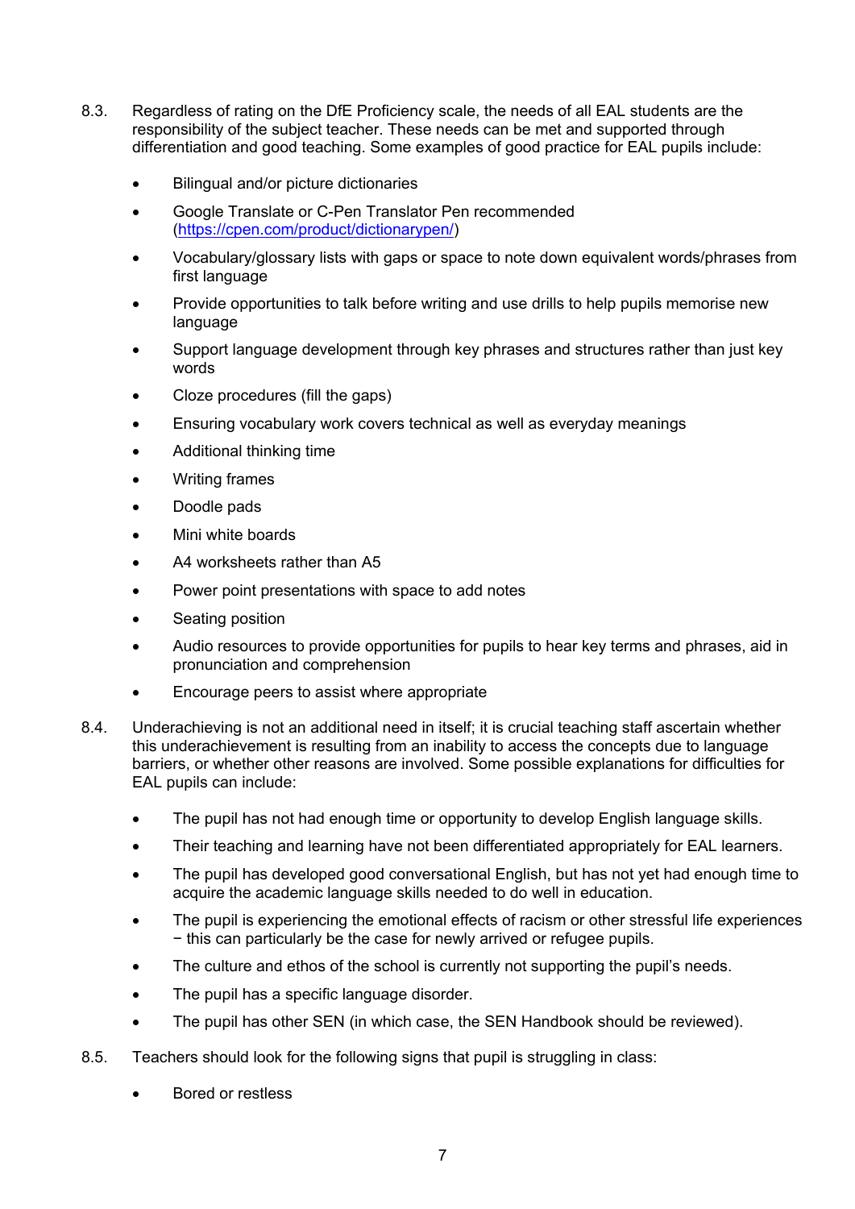8.3. Regardless of rating on the DfE Proficiency scale, the needs of all EAL students are the responsibility of the subject teacher. These needs can be met and supported through differentiation and good teaching. Some examples of good practice for EAL pupils include:

- Bilingual and/or picture dictionaries
- Google Translate or C-Pen Translator Pen recommended ([https://cpen.com/product/dictionarypen/](https://cpen.com/product/dictionarypen/))
- Vocabulary/glossary lists with gaps or space to note down equivalent words/phrases from first language
- Provide opportunities to talk before writing and use drills to help pupils memorise new language
- Support language development through key phrases and structures rather than just key words
- Cloze procedures (fill the gaps)
- Ensuring vocabulary work covers technical as well as everyday meanings
- Additional thinking time
- Writing frames
- Doodle pads
- Mini white boards
- A4 worksheets rather than A5
- Power point presentations with space to add notes
- Seating position
- Audio resources to provide opportunities for pupils to hear key terms and phrases, aid in pronunciation and comprehension
- Encourage peers to assist where appropriate

8.4. Underachieving is not an additional need in itself; it is crucial teaching staff ascertain whether this underachievement is resulting from an inability to access the concepts due to language barriers, or whether other reasons are involved. Some possible explanations for difficulties for EAL pupils can include:

- The pupil has not had enough time or opportunity to develop English language skills.
- Their teaching and learning have not been differentiated appropriately for EAL learners.
- The pupil has developed good conversational English, but has not yet had enough time to acquire the academic language skills needed to do well in education.
- The pupil is experiencing the emotional effects of racism or other stressful life experiences − this can particularly be the case for newly arrived or refugee pupils.
- The culture and ethos of the school is currently not supporting the pupil's needs.
- The pupil has a specific language disorder.
- The pupil has other SEN (in which case, the SEN Handbook should be reviewed).

8.5. Teachers should look for the following signs that pupil is struggling in class:

- Bored or restless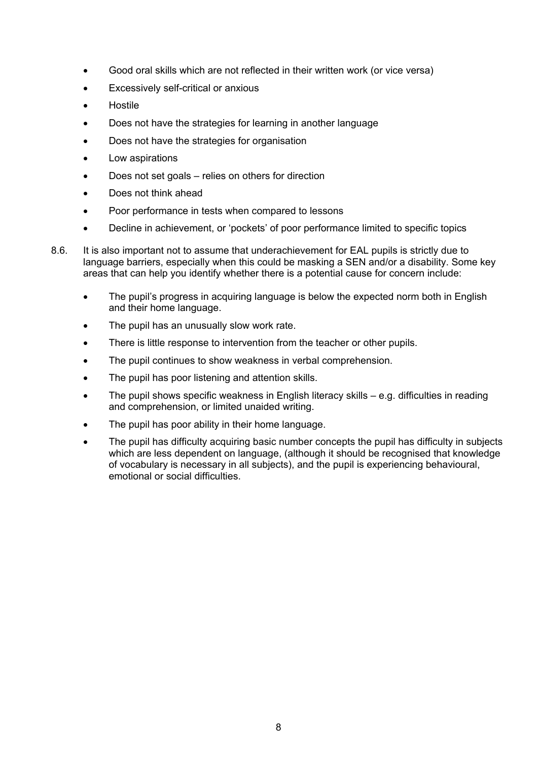- Good oral skills which are not reflected in their written work (or vice versa)
- Excessively self-critical or anxious
- Hostile
- Does not have the strategies for learning in another language
- Does not have the strategies for organisation
- Low aspirations
- Does not set goals – relies on others for direction
- Does not think ahead
- Poor performance in tests when compared to lessons
- Decline in achievement, or 'pockets' of poor performance limited to specific topics

8.6. It is also important not to assume that underachievement for EAL pupils is strictly due to language barriers, especially when this could be masking a SEN and/or a disability. Some key areas that can help you identify whether there is a potential cause for concern include:

- The pupil's progress in acquiring language is below the expected norm both in English and their home language.
- The pupil has an unusually slow work rate.
- There is little response to intervention from the teacher or other pupils.
- The pupil continues to show weakness in verbal comprehension.
- The pupil has poor listening and attention skills.
- The pupil shows specific weakness in English literacy skills – e.g. difficulties in reading and comprehension, or limited unaided writing.
- The pupil has poor ability in their home language.
- The pupil has difficulty acquiring basic number concepts the pupil has difficulty in subjects which are less dependent on language, (although it should be recognised that knowledge of vocabulary is necessary in all subjects), and the pupil is experiencing behavioural, emotional or social difficulties.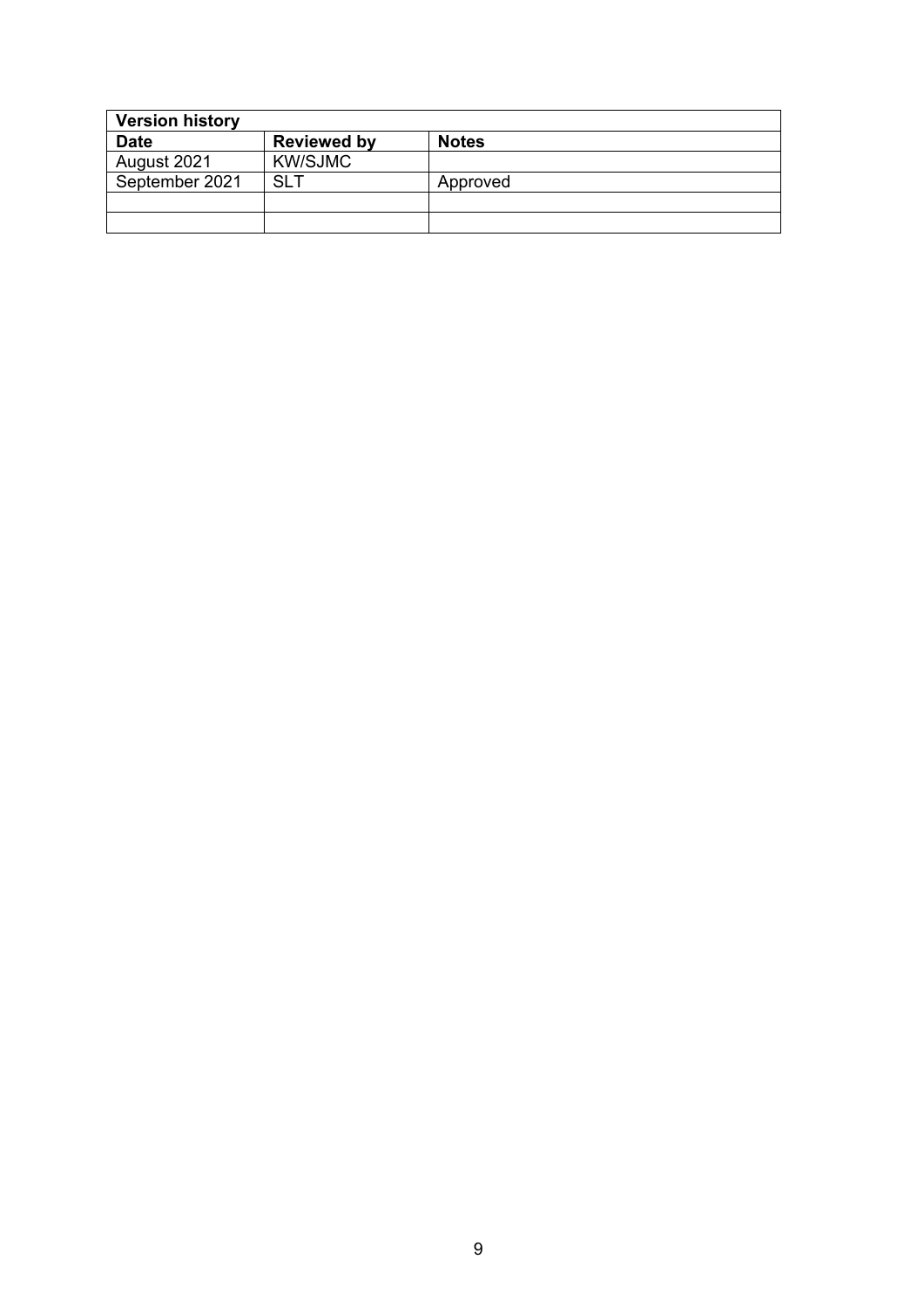| Version history | | |
|---|---|---|
| **Date** | **Reviewed by** | **Notes** |
| August 2021 | KW/SJMC | |
| September 2021 | SLT | Approved |
| | | |
| | | |